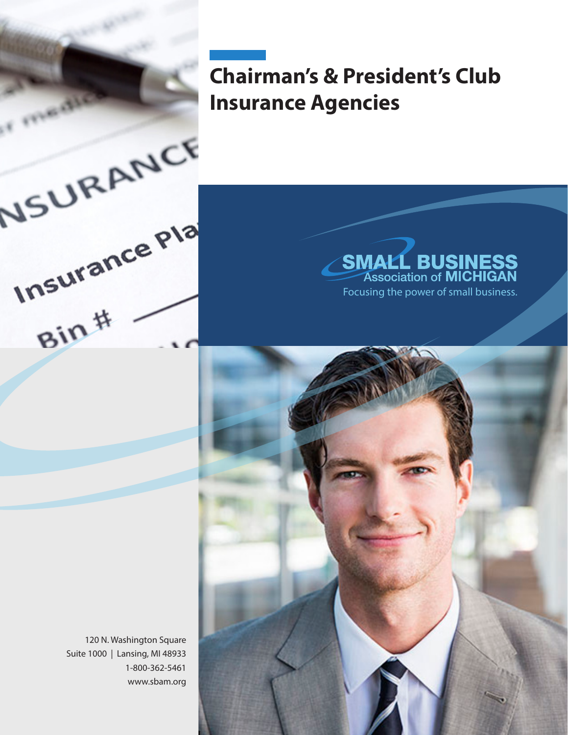# Chairman's & President's Club Insurance Agencies

SMALL BUSINESS Association of MICHIGAN

Focusing the power of small business.

120 N. Washington Square
Suite 1000 | Lansing, MI 48933
1-800-362-5461
www.sbam.org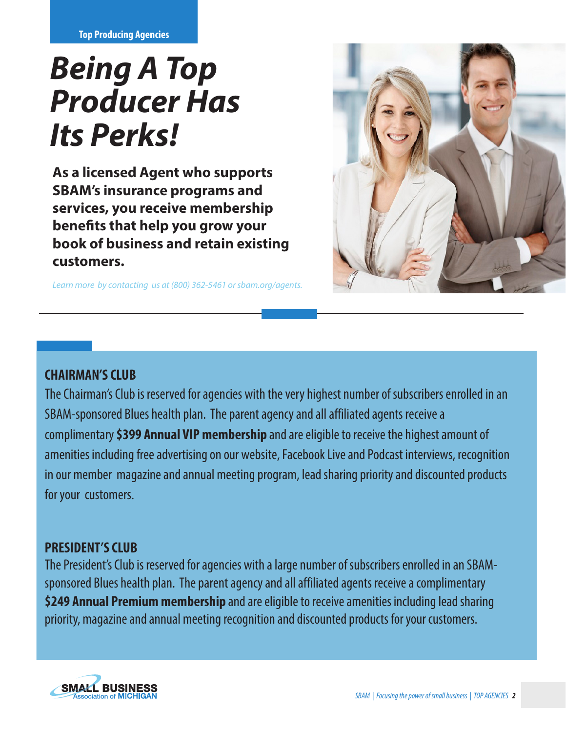Top Producing Agencies

# *Being A Top Producer Has Its Perks!*

**As a licensed Agent who supports SBAM's insurance programs and services, you receive membership benefits that help you grow your book of business and retain existing customers.**

*Learn more by contacting us at (800) 362-5461 or sbam.org/agents.*

## CHAIRMAN'S CLUB

The Chairman's Club is reserved for agencies with the very highest number of subscribers enrolled in an SBAM-sponsored Blues health plan. The parent agency and all affiliated agents receive a complimentary **$399 Annual VIP membership** and are eligible to receive the highest amount of amenities including free advertising on our website, Facebook Live and Podcast interviews, recognition in our member magazine and annual meeting program, lead sharing priority and discounted products for your customers.

## PRESIDENT'S CLUB

The President's Club is reserved for agencies with a large number of subscribers enrolled in an SBAM-sponsored Blues health plan. The parent agency and all affiliated agents receive a complimentary **$249 Annual Premium membership** and are eligible to receive amenities including lead sharing priority, magazine and annual meeting recognition and discounted products for your customers.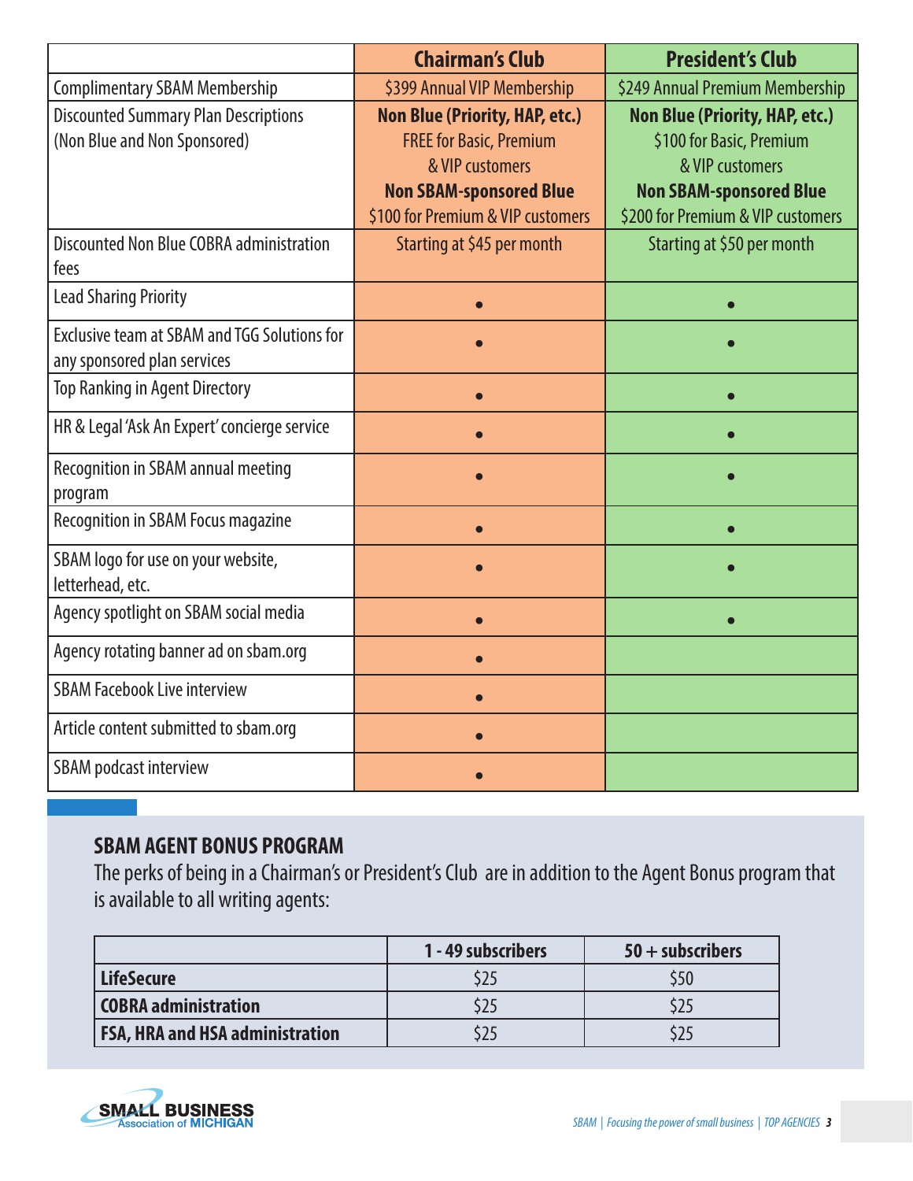| | Chairman's Club | President's Club |
|---|---|---|
| Complimentary SBAM Membership | $399 Annual VIP Membership | $249 Annual Premium Membership |
| Discounted Summary Plan Descriptions (Non Blue and Non Sponsored) | **Non Blue (Priority, HAP, etc.)** FREE for Basic, Premium & VIP customers **Non SBAM-sponsored Blue** $100 for Premium & VIP customers | **Non Blue (Priority, HAP, etc.)** $100 for Basic, Premium & VIP customers **Non SBAM-sponsored Blue** $200 for Premium & VIP customers |
| Discounted Non Blue COBRA administration fees | Starting at $45 per month | Starting at $50 per month |
| Lead Sharing Priority | • | • |
| Exclusive team at SBAM and TGG Solutions for any sponsored plan services | • | • |
| Top Ranking in Agent Directory | • | • |
| HR & Legal 'Ask An Expert' concierge service | • | • |
| Recognition in SBAM annual meeting program | • | • |
| Recognition in SBAM Focus magazine | • | • |
| SBAM logo for use on your website, letterhead, etc. | • | • |
| Agency spotlight on SBAM social media | • | • |
| Agency rotating banner ad on sbam.org | • | |
| SBAM Facebook Live interview | • | |
| Article content submitted to sbam.org | • | |
| SBAM podcast interview | • | |

## SBAM AGENT BONUS PROGRAM

The perks of being in a Chairman's or President's Club are in addition to the Agent Bonus program that is available to all writing agents:

| | 1 - 49 subscribers | 50 + subscribers |
|---|---|---|
| **LifeSecure** | $25 | $50 |
| **COBRA administration** | $25 | $25 |
| **FSA, HRA and HSA administration** | $25 | $25 |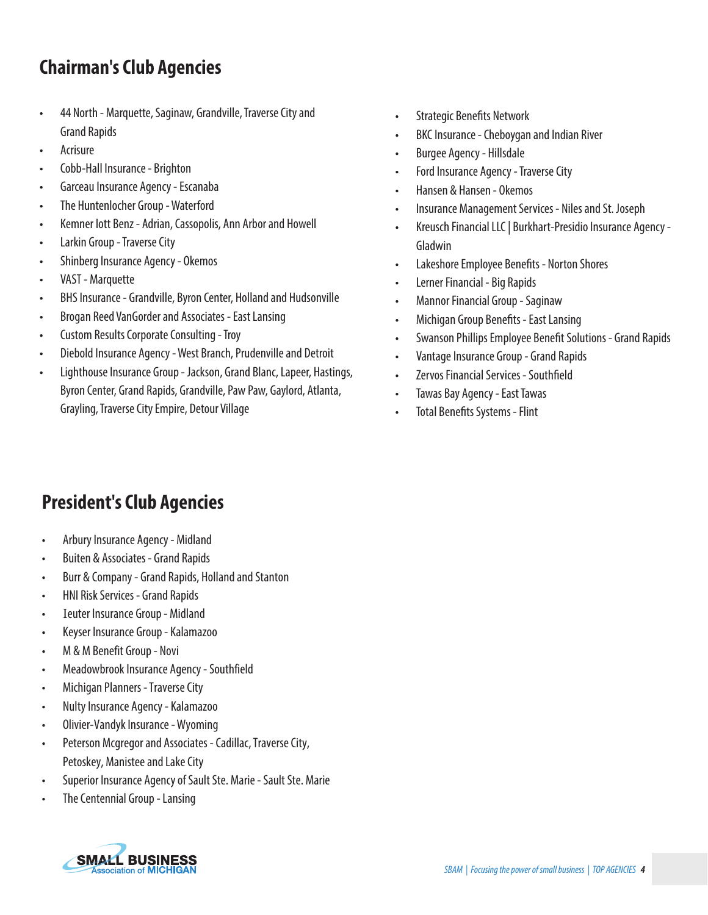## Chairman's Club Agencies

- 44 North - Marquette, Saginaw, Grandville, Traverse City and Grand Rapids
- Acrisure
- Cobb-Hall Insurance - Brighton
- Garceau Insurance Agency - Escanaba
- The Huntenlocher Group - Waterford
- Kemner Iott Benz - Adrian, Cassopolis, Ann Arbor and Howell
- Larkin Group - Traverse City
- Shinberg Insurance Agency - Okemos
- VAST - Marquette
- BHS Insurance - Grandville, Byron Center, Holland and Hudsonville
- Brogan Reed VanGorder and Associates - East Lansing
- Custom Results Corporate Consulting - Troy
- Diebold Insurance Agency - West Branch, Prudenville and Detroit
- Lighthouse Insurance Group - Jackson, Grand Blanc, Lapeer, Hastings, Byron Center, Grand Rapids, Grandville, Paw Paw, Gaylord, Atlanta, Grayling, Traverse City Empire, Detour Village
- Strategic Benefits Network
- BKC Insurance - Cheboygan and Indian River
- Burgee Agency - Hillsdale
- Ford Insurance Agency - Traverse City
- Hansen & Hansen - Okemos
- Insurance Management Services - Niles and St. Joseph
- Kreusch Financial LLC | Burkhart-Presidio Insurance Agency - Gladwin
- Lakeshore Employee Benefits - Norton Shores
- Lerner Financial - Big Rapids
- Mannor Financial Group - Saginaw
- Michigan Group Benefits - East Lansing
- Swanson Phillips Employee Benefit Solutions - Grand Rapids
- Vantage Insurance Group - Grand Rapids
- Zervos Financial Services - Southfield
- Tawas Bay Agency - East Tawas
- Total Benefits Systems - Flint

## President's Club Agencies

- Arbury Insurance Agency - Midland
- Buiten & Associates - Grand Rapids
- Burr & Company - Grand Rapids, Holland and Stanton
- HNI Risk Services - Grand Rapids
- Ieuter Insurance Group - Midland
- Keyser Insurance Group - Kalamazoo
- M & M Benefit Group - Novi
- Meadowbrook Insurance Agency - Southfield
- Michigan Planners - Traverse City
- Nulty Insurance Agency - Kalamazoo
- Olivier-Vandyk Insurance - Wyoming
- Peterson Mcgregor and Associates - Cadillac, Traverse City, Petoskey, Manistee and Lake City
- Superior Insurance Agency of Sault Ste. Marie - Sault Ste. Marie
- The Centennial Group - Lansing